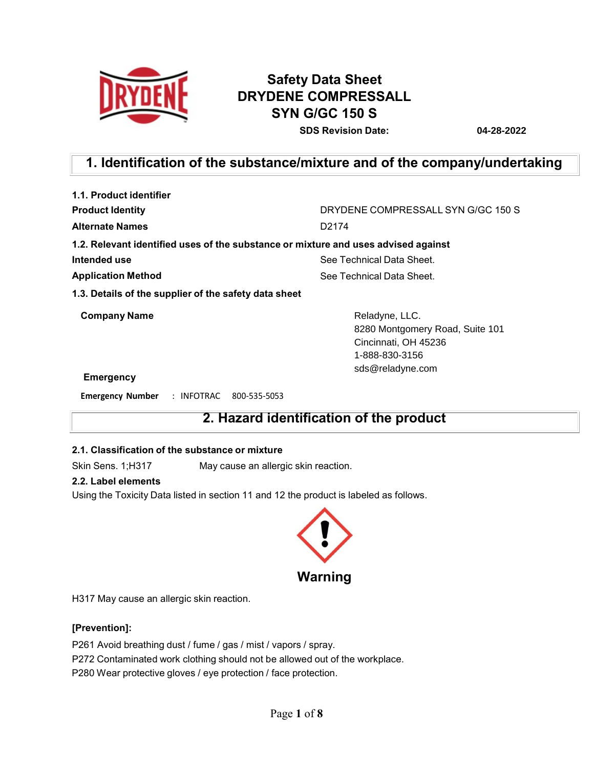# Safety Data Sheet
# DRYDENE COMPRESSALL SYN G/GC 150 S

**SDS Revision Date:** **04-28-2022**

## 1. Identification of the substance/mixture and of the company/undertaking

### 1.1. Product identifier

| | |
|---|---|
| **Product Identity** | DRYDENE COMPRESSALL SYN G/GC 150 S |
| **Alternate Names** | D2174 |

### 1.2. Relevant identified uses of the substance or mixture and uses advised against

| | |
|---|---|
| **Intended use** | See Technical Data Sheet. |
| **Application Method** | See Technical Data Sheet. |

### 1.3. Details of the supplier of the safety data sheet

**Company Name**

Reladyne, LLC.
8280 Montgomery Road, Suite 101
Cincinnati, OH 45236
1-888-830-3156
sds@reladyne.com

**Emergency**

**Emergency Number** : INFOTRAC 800-535-5053

## 2. Hazard identification of the product

### 2.1. Classification of the substance or mixture

Skin Sens. 1;H317 May cause an allergic skin reaction.

### 2.2. Label elements

Using the Toxicity Data listed in section 11 and 12 the product is labeled as follows.

**Warning**

H317 May cause an allergic skin reaction.

**[Prevention]:**

P261 Avoid breathing dust / fume / gas / mist / vapors / spray.
P272 Contaminated work clothing should not be allowed out of the workplace.
P280 Wear protective gloves / eye protection / face protection.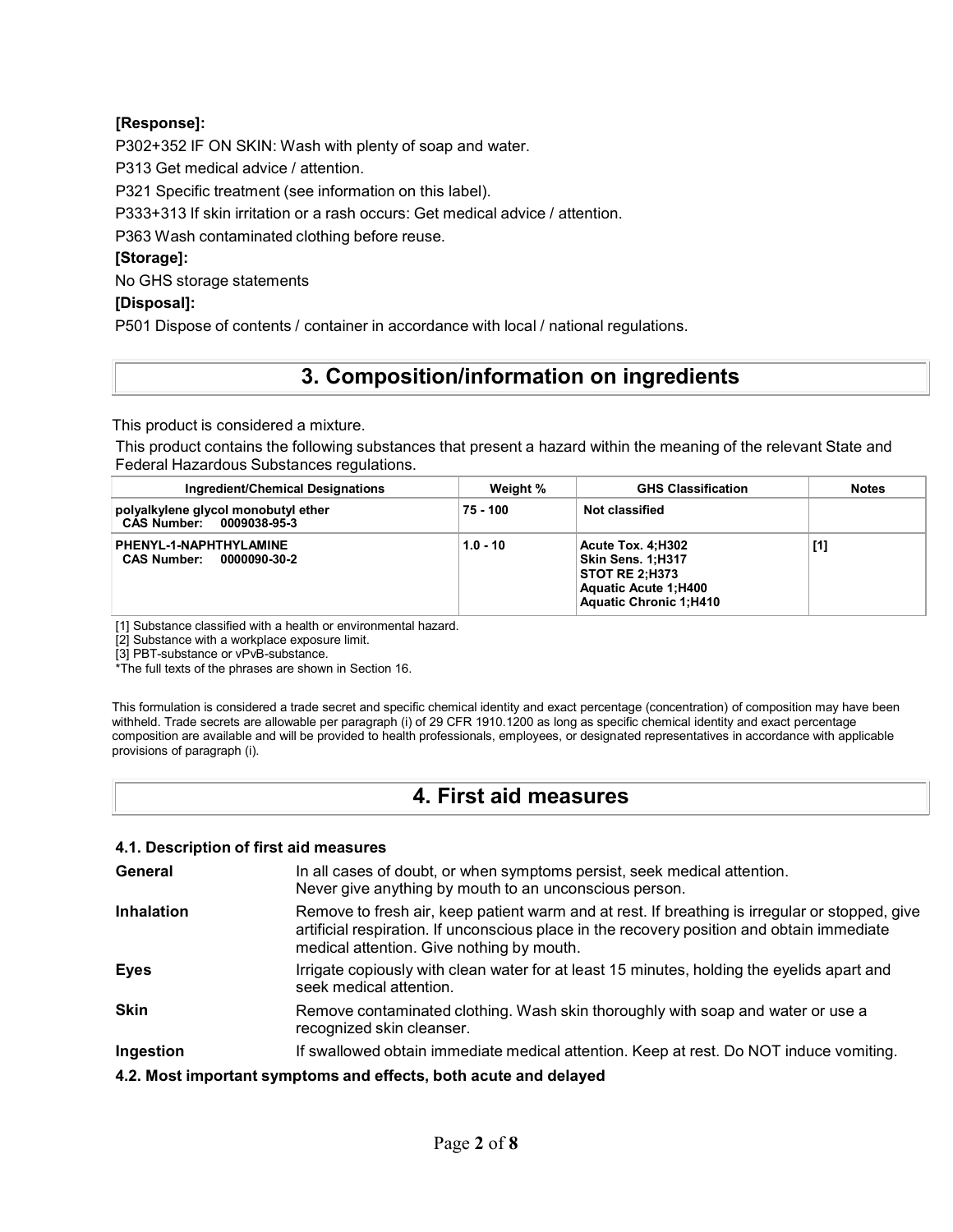**[Response]:**

P302+352 IF ON SKIN: Wash with plenty of soap and water.

P313 Get medical advice / attention.

P321 Specific treatment (see information on this label).

P333+313 If skin irritation or a rash occurs: Get medical advice / attention.

P363 Wash contaminated clothing before reuse.

**[Storage]:**

No GHS storage statements

**[Disposal]:**

P501 Dispose of contents / container in accordance with local / national regulations.

## 3. Composition/information on ingredients

This product is considered a mixture.

This product contains the following substances that present a hazard within the meaning of the relevant State and Federal Hazardous Substances regulations.

| Ingredient/Chemical Designations | Weight % | GHS Classification | Notes |
|---|---|---|---|
| **polyalkylene glycol monobutyl ether**<br>**CAS Number: 0009038-95-3** | 75 - 100 | **Not classified** | |
| **PHENYL-1-NAPHTHYLAMINE**<br>**CAS Number: 0000090-30-2** | 1.0 - 10 | **Acute Tox. 4;H302**<br>**Skin Sens. 1;H317**<br>**STOT RE 2;H373**<br>**Aquatic Acute 1;H400**<br>**Aquatic Chronic 1;H410** | [1] |

[1] Substance classified with a health or environmental hazard.

[2] Substance with a workplace exposure limit.

[3] PBT-substance or vPvB-substance.

*The full texts of the phrases are shown in Section 16.

This formulation is considered a trade secret and specific chemical identity and exact percentage (concentration) of composition may have been withheld. Trade secrets are allowable per paragraph (i) of 29 CFR 1910.1200 as long as specific chemical identity and exact percentage composition are available and will be provided to health professionals, employees, or designated representatives in accordance with applicable provisions of paragraph (i).

## 4. First aid measures

### 4.1. Description of first aid measures

**General** In all cases of doubt, or when symptoms persist, seek medical attention. Never give anything by mouth to an unconscious person.

**Inhalation** Remove to fresh air, keep patient warm and at rest. If breathing is irregular or stopped, give artificial respiration. If unconscious place in the recovery position and obtain immediate medical attention. Give nothing by mouth.

**Eyes** Irrigate copiously with clean water for at least 15 minutes, holding the eyelids apart and seek medical attention.

**Skin** Remove contaminated clothing. Wash skin thoroughly with soap and water or use a recognized skin cleanser.

**Ingestion** If swallowed obtain immediate medical attention. Keep at rest. Do NOT induce vomiting.

### 4.2. Most important symptoms and effects, both acute and delayed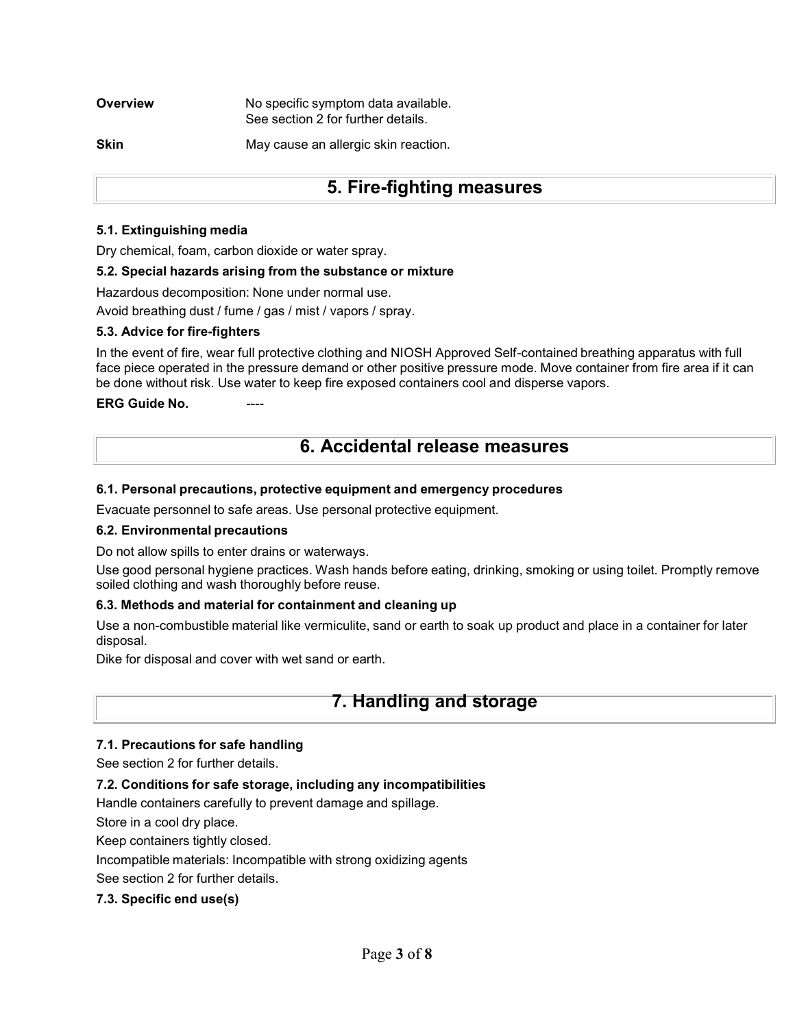**Overview** No specific symptom data available.
See section 2 for further details.

**Skin** May cause an allergic skin reaction.

## 5. Fire-fighting measures

### 5.1. Extinguishing media

Dry chemical, foam, carbon dioxide or water spray.

### 5.2. Special hazards arising from the substance or mixture

Hazardous decomposition: None under normal use.

Avoid breathing dust / fume / gas / mist / vapors / spray.

### 5.3. Advice for fire-fighters

In the event of fire, wear full protective clothing and NIOSH Approved Self-contained breathing apparatus with full face piece operated in the pressure demand or other positive pressure mode. Move container from fire area if it can be done without risk. Use water to keep fire exposed containers cool and disperse vapors.

**ERG Guide No.** ----

## 6. Accidental release measures

### 6.1. Personal precautions, protective equipment and emergency procedures

Evacuate personnel to safe areas. Use personal protective equipment.

### 6.2. Environmental precautions

Do not allow spills to enter drains or waterways.

Use good personal hygiene practices. Wash hands before eating, drinking, smoking or using toilet. Promptly remove soiled clothing and wash thoroughly before reuse.

### 6.3. Methods and material for containment and cleaning up

Use a non-combustible material like vermiculite, sand or earth to soak up product and place in a container for later disposal.

Dike for disposal and cover with wet sand or earth.

## 7. Handling and storage

### 7.1. Precautions for safe handling

See section 2 for further details.

### 7.2. Conditions for safe storage, including any incompatibilities

Handle containers carefully to prevent damage and spillage.

Store in a cool dry place.

Keep containers tightly closed.

Incompatible materials: Incompatible with strong oxidizing agents

See section 2 for further details.

### 7.3. Specific end use(s)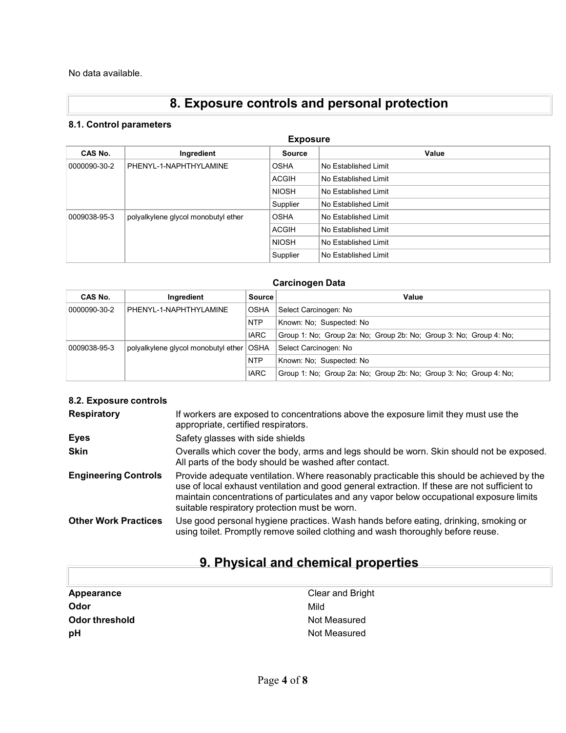No data available.

# 8. Exposure controls and personal protection

### 8.1. Control parameters

**Exposure**

| CAS No. | Ingredient | Source | Value |
|---|---|---|---|
| 0000090-30-2 | PHENYL-1-NAPHTHYLAMINE | OSHA | No Established Limit |
| | | ACGIH | No Established Limit |
| | | NIOSH | No Established Limit |
| | | Supplier | No Established Limit |
| 0009038-95-3 | polyalkylene glycol monobutyl ether | OSHA | No Established Limit |
| | | ACGIH | No Established Limit |
| | | NIOSH | No Established Limit |
| | | Supplier | No Established Limit |

**Carcinogen Data**

| CAS No. | Ingredient | Source | Value |
|---|---|---|---|
| 0000090-30-2 | PHENYL-1-NAPHTHYLAMINE | OSHA | Select Carcinogen: No |
| | | NTP | Known: No; Suspected: No |
| | | IARC | Group 1: No; Group 2a: No; Group 2b: No; Group 3: No; Group 4: No; |
| 0009038-95-3 | polyalkylene glycol monobutyl ether | OSHA | Select Carcinogen: No |
| | | NTP | Known: No; Suspected: No |
| | | IARC | Group 1: No; Group 2a: No; Group 2b: No; Group 3: No; Group 4: No; |

### 8.2. Exposure controls

**Respiratory** If workers are exposed to concentrations above the exposure limit they must use the appropriate, certified respirators.

**Eyes** Safety glasses with side shields

**Skin** Overalls which cover the body, arms and legs should be worn. Skin should not be exposed. All parts of the body should be washed after contact.

**Engineering Controls** Provide adequate ventilation. Where reasonably practicable this should be achieved by the use of local exhaust ventilation and good general extraction. If these are not sufficient to maintain concentrations of particulates and any vapor below occupational exposure limits suitable respiratory protection must be worn.

**Other Work Practices** Use good personal hygiene practices. Wash hands before eating, drinking, smoking or using toilet. Promptly remove soiled clothing and wash thoroughly before reuse.

# 9. Physical and chemical properties

| | |
|---|---|
| **Appearance** | Clear and Bright |
| **Odor** | Mild |
| **Odor threshold** | Not Measured |
| **pH** | Not Measured |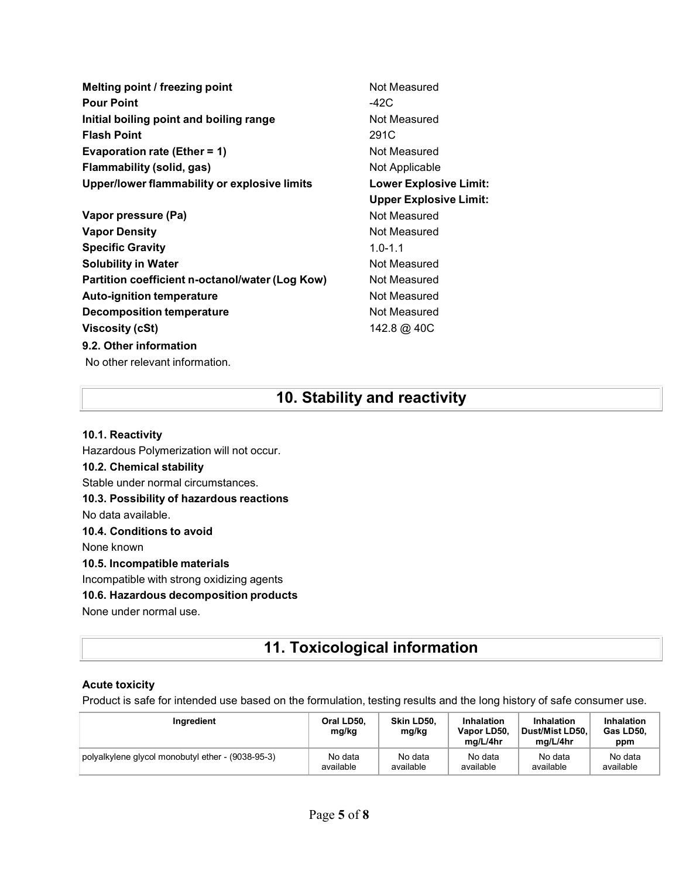| | |
|---|---|
| **Melting point / freezing point** | Not Measured |
| **Pour Point** | -42C |
| **Initial boiling point and boiling range** | Not Measured |
| **Flash Point** | 291C |
| **Evaporation rate (Ether = 1)** | Not Measured |
| **Flammability (solid, gas)** | Not Applicable |
| **Upper/lower flammability or explosive limits** | **Lower Explosive Limit:**<br>**Upper Explosive Limit:** |
| **Vapor pressure (Pa)** | Not Measured |
| **Vapor Density** | Not Measured |
| **Specific Gravity** | 1.0-1.1 |
| **Solubility in Water** | Not Measured |
| **Partition coefficient n-octanol/water (Log Kow)** | Not Measured |
| **Auto-ignition temperature** | Not Measured |
| **Decomposition temperature** | Not Measured |
| **Viscosity (cSt)** | 142.8 @ 40C |

### 9.2. Other information

No other relevant information.

## 10. Stability and reactivity

### 10.1. Reactivity

Hazardous Polymerization will not occur.

### 10.2. Chemical stability

Stable under normal circumstances.

### 10.3. Possibility of hazardous reactions

No data available.

### 10.4. Conditions to avoid

None known

### 10.5. Incompatible materials

Incompatible with strong oxidizing agents

### 10.6. Hazardous decomposition products

None under normal use.

## 11. Toxicological information

### Acute toxicity

Product is safe for intended use based on the formulation, testing results and the long history of safe consumer use.

| Ingredient | Oral LD50, mg/kg | Skin LD50, mg/kg | Inhalation Vapor LD50, mg/L/4hr | Inhalation Dust/Mist LD50, mg/L/4hr | Inhalation Gas LD50, ppm |
|---|---|---|---|---|---|
| polyalkylene glycol monobutyl ether - (9038-95-3) | No data available | No data available | No data available | No data available | No data available |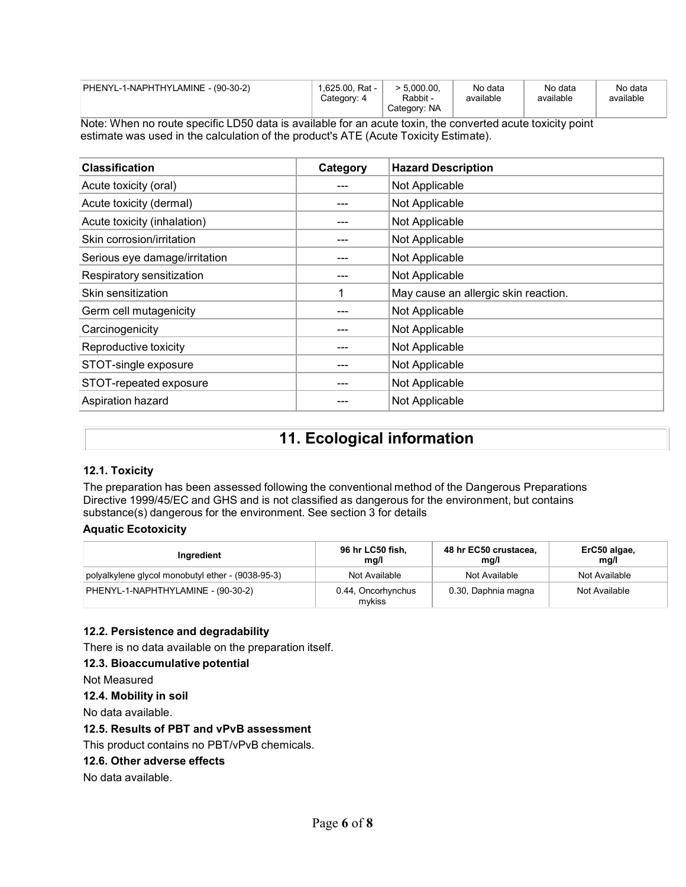| PHENYL-1-NAPHTHYLAMINE - (90-30-2) | 1,625.00, Rat - Category: 4 | > 5,000.00, Rabbit - Category: NA | No data available | No data available | No data available |
|---|---|---|---|---|---|

Note: When no route specific LD50 data is available for an acute toxin, the converted acute toxicity point estimate was used in the calculation of the product's ATE (Acute Toxicity Estimate).

| Classification | Category | Hazard Description |
|---|---|---|
| Acute toxicity (oral) | --- | Not Applicable |
| Acute toxicity (dermal) | --- | Not Applicable |
| Acute toxicity (inhalation) | --- | Not Applicable |
| Skin corrosion/irritation | --- | Not Applicable |
| Serious eye damage/irritation | --- | Not Applicable |
| Respiratory sensitization | --- | Not Applicable |
| Skin sensitization | 1 | May cause an allergic skin reaction. |
| Germ cell mutagenicity | --- | Not Applicable |
| Carcinogenicity | --- | Not Applicable |
| Reproductive toxicity | --- | Not Applicable |
| STOT-single exposure | --- | Not Applicable |
| STOT-repeated exposure | --- | Not Applicable |
| Aspiration hazard | --- | Not Applicable |

# 11. Ecological information

### 12.1. Toxicity

The preparation has been assessed following the conventional method of the Dangerous Preparations Directive 1999/45/EC and GHS and is not classified as dangerous for the environment, but contains substance(s) dangerous for the environment. See section 3 for details

**Aquatic Ecotoxicity**

| Ingredient | 96 hr LC50 fish, mg/l | 48 hr EC50 crustacea, mg/l | ErC50 algae, mg/l |
|---|---|---|---|
| polyalkylene glycol monobutyl ether - (9038-95-3) | Not Available | Not Available | Not Available |
| PHENYL-1-NAPHTHYLAMINE - (90-30-2) | 0.44, Oncorhynchus mykiss | 0.30, Daphnia magna | Not Available |

### 12.2. Persistence and degradability

There is no data available on the preparation itself.

### 12.3. Bioaccumulative potential

Not Measured

### 12.4. Mobility in soil

No data available.

### 12.5. Results of PBT and vPvB assessment

This product contains no PBT/vPvB chemicals.

### 12.6. Other adverse effects

No data available.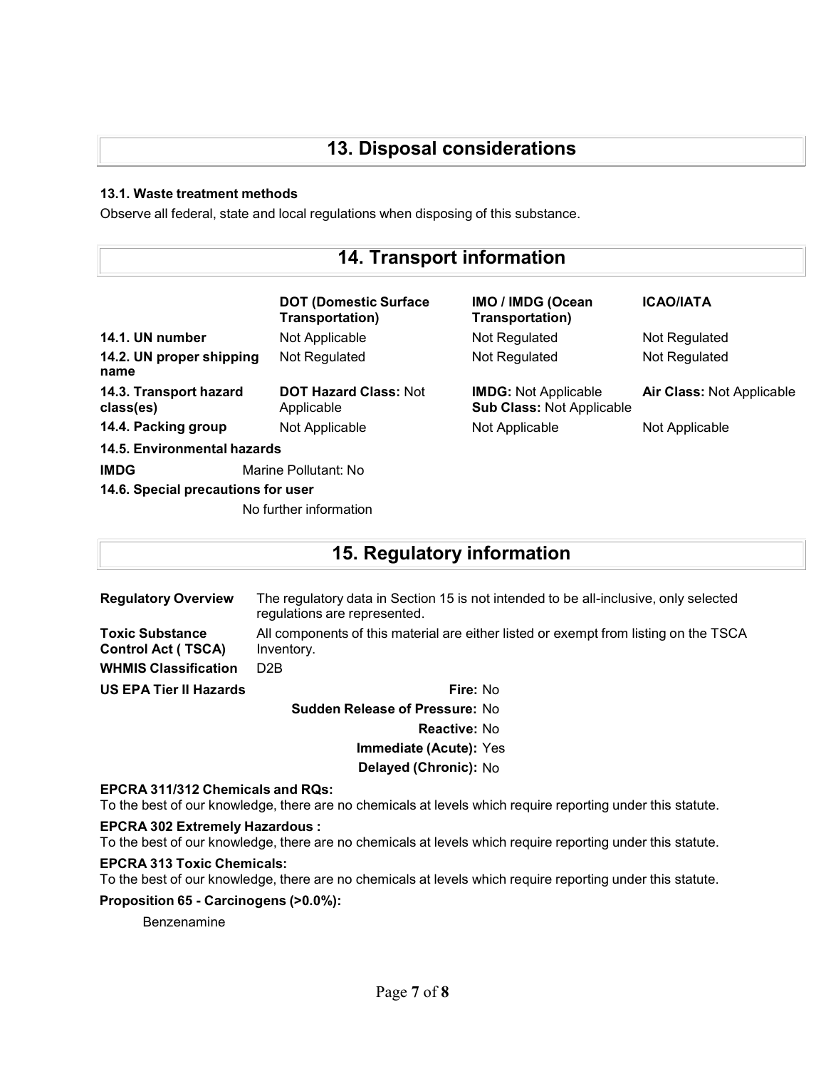## 13. Disposal considerations

**13.1. Waste treatment methods**

Observe all federal, state and local regulations when disposing of this substance.

## 14. Transport information

| | DOT (Domestic Surface Transportation) | IMO / IMDG (Ocean Transportation) | ICAO/IATA |
|---|---|---|---|
| **14.1. UN number** | Not Applicable | Not Regulated | Not Regulated |
| **14.2. UN proper shipping name** | Not Regulated | Not Regulated | Not Regulated |
| **14.3. Transport hazard class(es)** | **DOT Hazard Class:** Not Applicable | **IMDG:** Not Applicable<br>**Sub Class:** Not Applicable | **Air Class:** Not Applicable |
| **14.4. Packing group** | Not Applicable | Not Applicable | Not Applicable |

**14.5. Environmental hazards**

**IMDG** Marine Pollutant: No

**14.6. Special precautions for user**

No further information

## 15. Regulatory information

| | |
|---|---|
| **Regulatory Overview** | The regulatory data in Section 15 is not intended to be all-inclusive, only selected regulations are represented. |
| **Toxic Substance Control Act ( TSCA)** | All components of this material are either listed or exempt from listing on the TSCA Inventory. |
| **WHMIS Classification** | D2B |

**US EPA Tier II Hazards**

- **Fire:** No
- **Sudden Release of Pressure:** No
- **Reactive:** No
- **Immediate (Acute):** Yes
- **Delayed (Chronic):** No

**EPCRA 311/312 Chemicals and RQs:**

To the best of our knowledge, there are no chemicals at levels which require reporting under this statute.

**EPCRA 302 Extremely Hazardous :**

To the best of our knowledge, there are no chemicals at levels which require reporting under this statute.

**EPCRA 313 Toxic Chemicals:**

To the best of our knowledge, there are no chemicals at levels which require reporting under this statute.

**Proposition 65 - Carcinogens (>0.0%):**

Benzenamine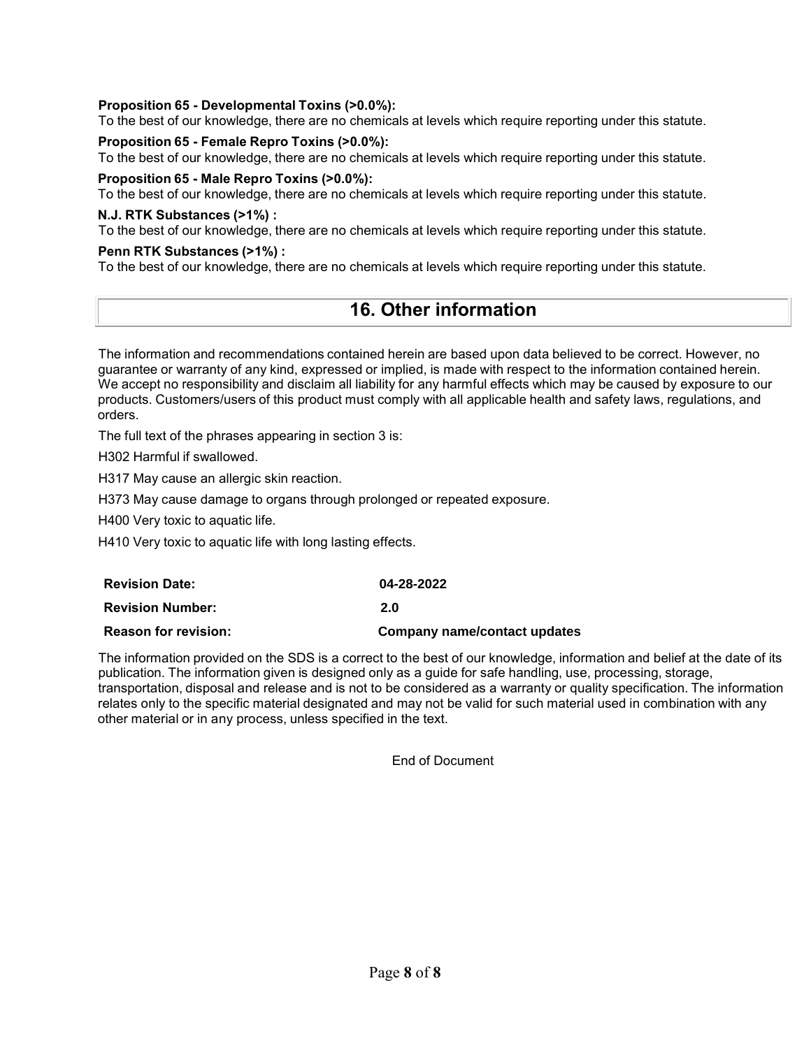**Proposition 65 - Developmental Toxins (>0.0%):**

To the best of our knowledge, there are no chemicals at levels which require reporting under this statute.

**Proposition 65 - Female Repro Toxins (>0.0%):**

To the best of our knowledge, there are no chemicals at levels which require reporting under this statute.

**Proposition 65 - Male Repro Toxins (>0.0%):**

To the best of our knowledge, there are no chemicals at levels which require reporting under this statute.

**N.J. RTK Substances (>1%) :**

To the best of our knowledge, there are no chemicals at levels which require reporting under this statute.

**Penn RTK Substances (>1%) :**

To the best of our knowledge, there are no chemicals at levels which require reporting under this statute.

## 16. Other information

The information and recommendations contained herein are based upon data believed to be correct. However, no guarantee or warranty of any kind, expressed or implied, is made with respect to the information contained herein. We accept no responsibility and disclaim all liability for any harmful effects which may be caused by exposure to our products. Customers/users of this product must comply with all applicable health and safety laws, regulations, and orders.

The full text of the phrases appearing in section 3 is:

H302 Harmful if swallowed.

H317 May cause an allergic skin reaction.

H373 May cause damage to organs through prolonged or repeated exposure.

H400 Very toxic to aquatic life.

H410 Very toxic to aquatic life with long lasting effects.

| | |
|---|---|
| **Revision Date:** | **04-28-2022** |
| **Revision Number:** | **2.0** |
| **Reason for revision:** | **Company name/contact updates** |

The information provided on the SDS is a correct to the best of our knowledge, information and belief at the date of its publication. The information given is designed only as a guide for safe handling, use, processing, storage, transportation, disposal and release and is not to be considered as a warranty or quality specification. The information relates only to the specific material designated and may not be valid for such material used in combination with any other material or in any process, unless specified in the text.

End of Document